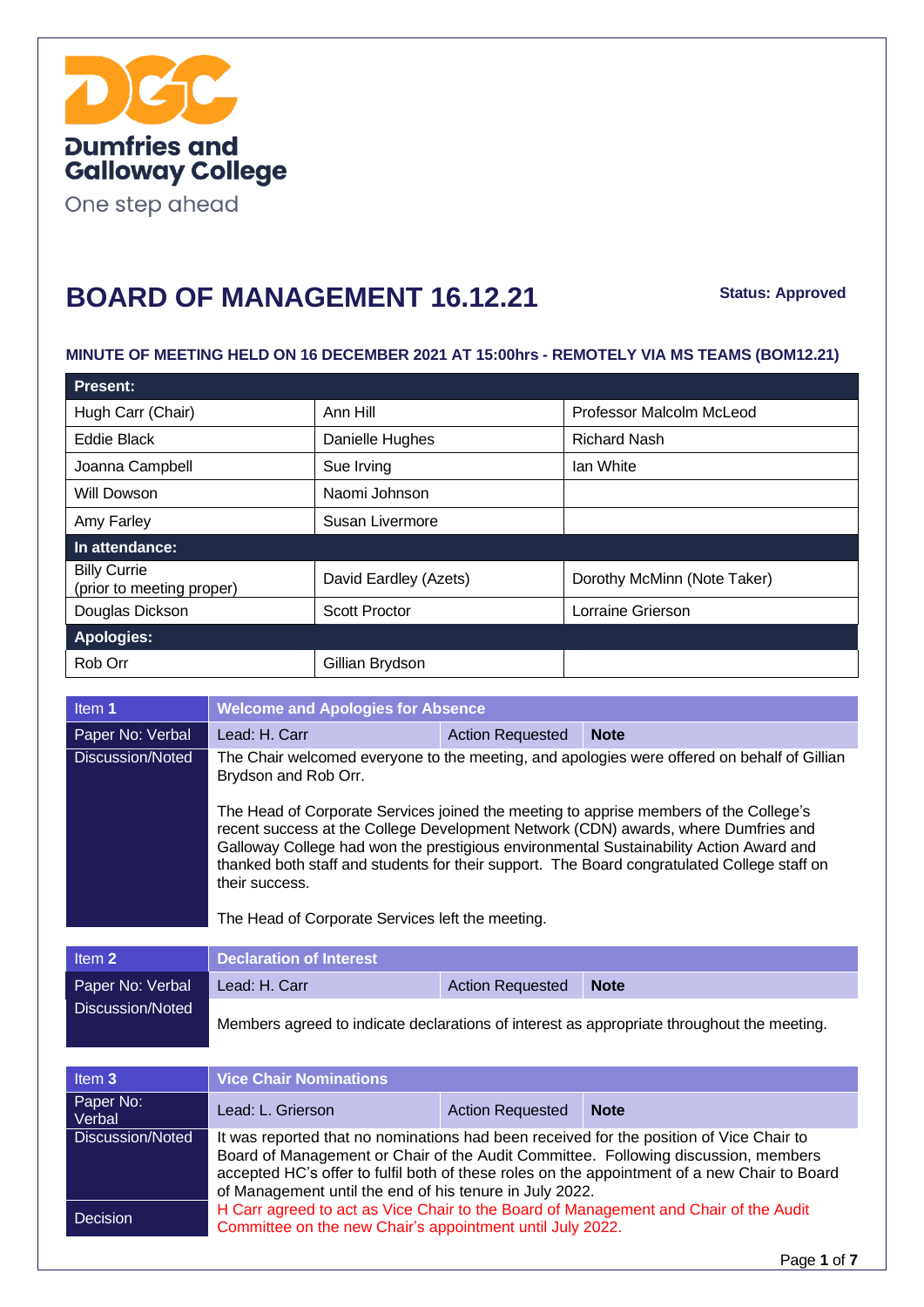Dumfries and Galloway College

One step ahead

# BOARD OF MANAGEMENT 16.12.21

**Status: Approved**

### MINUTE OF MEETING HELD ON 16 DECEMBER 2021 AT 15:00hrs - REMOTELY VIA MS TEAMS (BOM12.21)

| **Present:** | | |
|---|---|---|
| Hugh Carr (Chair) | Ann Hill | Professor Malcolm McLeod |
| Eddie Black | Danielle Hughes | Richard Nash |
| Joanna Campbell | Sue Irving | Ian White |
| Will Dowson | Naomi Johnson | |
| Amy Farley | Susan Livermore | |
| **In attendance:** | | |
| Billy Currie (prior to meeting proper) | David Eardley (Azets) | Dorothy McMinn (Note Taker) |
| Douglas Dickson | Scott Proctor | Lorraine Grierson |
| **Apologies:** | | |
| Rob Orr | Gillian Brydson | |

| Item **1** | **Welcome and Apologies for Absence** | | |
|---|---|---|---|
| Paper No: Verbal | Lead: H. Carr | Action Requested | **Note** |
| Discussion/Noted | The Chair welcomed everyone to the meeting, and apologies were offered on behalf of Gillian Brydson and Rob Orr.<br><br>The Head of Corporate Services joined the meeting to apprise members of the College's recent success at the College Development Network (CDN) awards, where Dumfries and Galloway College had won the prestigious environmental Sustainability Action Award and thanked both staff and students for their support. The Board congratulated College staff on their success.<br><br>The Head of Corporate Services left the meeting. | | |

| Item **2** | **Declaration of Interest** | | |
|---|---|---|---|
| Paper No: Verbal | Lead: H. Carr | Action Requested | **Note** |
| Discussion/Noted | Members agreed to indicate declarations of interest as appropriate throughout the meeting. | | |

| Item **3** | **Vice Chair Nominations** | | |
|---|---|---|---|
| Paper No: Verbal | Lead: L. Grierson | Action Requested | **Note** |
| Discussion/Noted | It was reported that no nominations had been received for the position of Vice Chair to Board of Management or Chair of the Audit Committee. Following discussion, members accepted HC's offer to fulfil both of these roles on the appointment of a new Chair to Board of Management until the end of his tenure in July 2022. | | |
| Decision | H Carr agreed to act as Vice Chair to the Board of Management and Chair of the Audit Committee on the new Chair's appointment until July 2022. | | |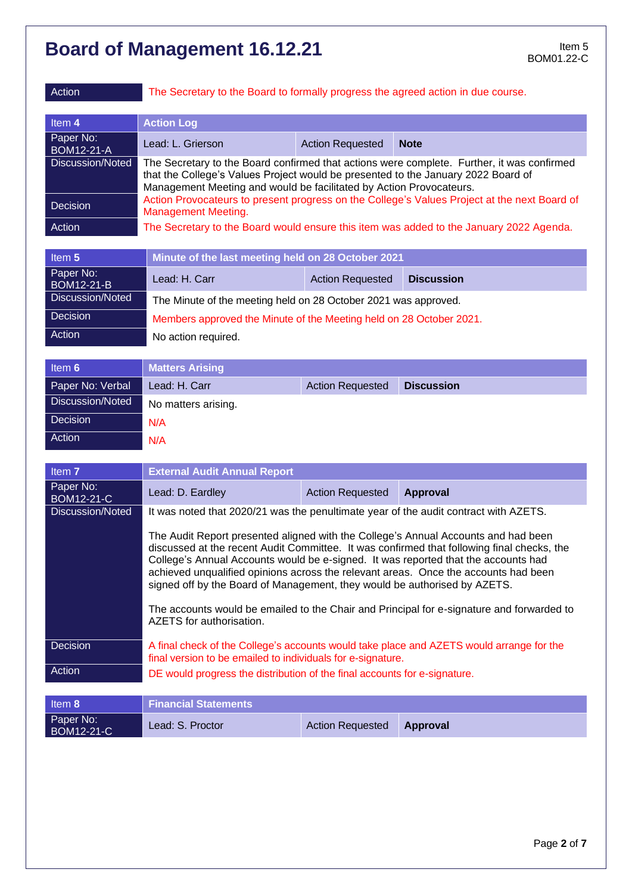# Board of Management 16.12.21

Item 5
BOM01.22-C

| Action | The Secretary to the Board to formally progress the agreed action in due course. |
|---|---|

| **Item 4** | **Action Log** | | |
|---|---|---|---|
| Paper No: BOM12-21-A | Lead: L. Grierson | Action Requested | **Note** |
| Discussion/Noted | The Secretary to the Board confirmed that actions were complete. Further, it was confirmed that the College's Values Project would be presented to the January 2022 Board of Management Meeting and would be facilitated by Action Provocateurs. | | |
| Decision | Action Provocateurs to present progress on the College's Values Project at the next Board of Management Meeting. | | |
| Action | The Secretary to the Board would ensure this item was added to the January 2022 Agenda. | | |

| **Item 5** | **Minute of the last meeting held on 28 October 2021** | | |
|---|---|---|---|
| Paper No: BOM12-21-B | Lead: H. Carr | Action Requested | **Discussion** |
| Discussion/Noted | The Minute of the meeting held on 28 October 2021 was approved. | | |
| Decision | Members approved the Minute of the Meeting held on 28 October 2021. | | |
| Action | No action required. | | |

| **Item 6** | **Matters Arising** | | |
|---|---|---|---|
| Paper No: Verbal | Lead: H. Carr | Action Requested | **Discussion** |
| Discussion/Noted | No matters arising. | | |
| Decision | N/A | | |
| Action | N/A | | |

| **Item 7** | **External Audit Annual Report** | | |
|---|---|---|---|
| Paper No: BOM12-21-C | Lead: D. Eardley | Action Requested | **Approval** |
| Discussion/Noted | It was noted that 2020/21 was the penultimate year of the audit contract with AZETS.<br><br>The Audit Report presented aligned with the College's Annual Accounts and had been discussed at the recent Audit Committee. It was confirmed that following final checks, the College's Annual Accounts would be e-signed. It was reported that the accounts had achieved unqualified opinions across the relevant areas. Once the accounts had been signed off by the Board of Management, they would be authorised by AZETS.<br><br>The accounts would be emailed to the Chair and Principal for e-signature and forwarded to AZETS for authorisation. | | |
| Decision | A final check of the College's accounts would take place and AZETS would arrange for the final version to be emailed to individuals for e-signature. | | |
| Action | DE would progress the distribution of the final accounts for e-signature. | | |

| **Item 8** | **Financial Statements** | | |
|---|---|---|---|
| Paper No: BOM12-21-C | Lead: S. Proctor | Action Requested | **Approval** |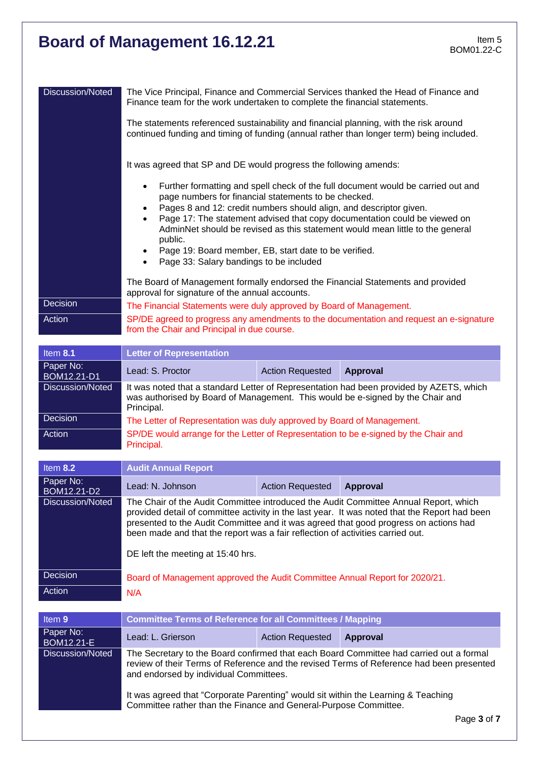# Board of Management 16.12.21

Item 5
BOM01.22-C

| | |
|---|---|
| Discussion/Noted | The Vice Principal, Finance and Commercial Services thanked the Head of Finance and Finance team for the work undertaken to complete the financial statements.<br><br>The statements referenced sustainability and financial planning, with the risk around continued funding and timing of funding (annual rather than longer term) being included.<br><br>It was agreed that SP and DE would progress the following amends:<br><br>• Further formatting and spell check of the full document would be carried out and page numbers for financial statements to be checked.<br>• Pages 8 and 12: credit numbers should align, and descriptor given.<br>• Page 17: The statement advised that copy documentation could be viewed on AdminNet should be revised as this statement would mean little to the general public.<br>• Page 19: Board member, EB, start date to be verified.<br>• Page 33: Salary bandings to be included<br><br>The Board of Management formally endorsed the Financial Statements and provided approval for signature of the annual accounts. |
| Decision | The Financial Statements were duly approved by Board of Management. |
| Action | SP/DE agreed to progress any amendments to the documentation and request an e-signature from the Chair and Principal in due course. |

| Item **8.1** | **Letter of Representation** | | |
|---|---|---|---|
| Paper No: BOM12.21-D1 | Lead: S. Proctor | Action Requested | **Approval** |
| Discussion/Noted | It was noted that a standard Letter of Representation had been provided by AZETS, which was authorised by Board of Management. This would be e-signed by the Chair and Principal. | | |
| Decision | The Letter of Representation was duly approved by Board of Management. | | |
| Action | SP/DE would arrange for the Letter of Representation to be e-signed by the Chair and Principal. | | |

| Item **8.2** | **Audit Annual Report** | | |
|---|---|---|---|
| Paper No: BOM12.21-D2 | Lead: N. Johnson | Action Requested | **Approval** |
| Discussion/Noted | The Chair of the Audit Committee introduced the Audit Committee Annual Report, which provided detail of committee activity in the last year. It was noted that the Report had been presented to the Audit Committee and it was agreed that good progress on actions had been made and that the report was a fair reflection of activities carried out.<br><br>DE left the meeting at 15:40 hrs. | | |
| Decision | Board of Management approved the Audit Committee Annual Report for 2020/21. | | |
| Action | N/A | | |

| Item **9** | **Committee Terms of Reference for all Committees / Mapping** | | |
|---|---|---|---|
| Paper No: BOM12.21-E | Lead: L. Grierson | Action Requested | **Approval** |
| Discussion/Noted | The Secretary to the Board confirmed that each Board Committee had carried out a formal review of their Terms of Reference and the revised Terms of Reference had been presented and endorsed by individual Committees.<br><br>It was agreed that "Corporate Parenting" would sit within the Learning & Teaching Committee rather than the Finance and General-Purpose Committee. | | |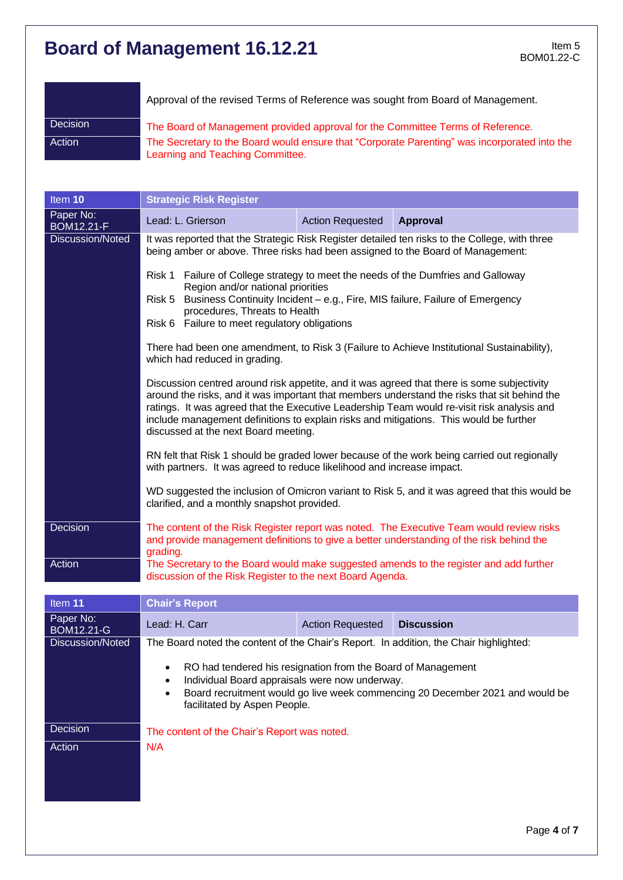# Board of Management 16.12.21

Item 5
BOM01.22-C

| | |
|---|---|
| | Approval of the revised Terms of Reference was sought from Board of Management. |
| Decision | The Board of Management provided approval for the Committee Terms of Reference. |
| Action | The Secretary to the Board would ensure that "Corporate Parenting" was incorporated into the Learning and Teaching Committee. |

| Item **10** | **Strategic Risk Register** | | |
|---|---|---|---|
| Paper No: BOM12.21-F | Lead: L. Grierson | Action Requested | **Approval** |
| Discussion/Noted | It was reported that the Strategic Risk Register detailed ten risks to the College, with three being amber or above. Three risks had been assigned to the Board of Management:<br><br>Risk 1 Failure of College strategy to meet the needs of the Dumfries and Galloway Region and/or national priorities<br>Risk 5 Business Continuity Incident – e.g., Fire, MIS failure, Failure of Emergency procedures, Threats to Health<br>Risk 6 Failure to meet regulatory obligations<br><br>There had been one amendment, to Risk 3 (Failure to Achieve Institutional Sustainability), which had reduced in grading.<br><br>Discussion centred around risk appetite, and it was agreed that there is some subjectivity around the risks, and it was important that members understand the risks that sit behind the ratings. It was agreed that the Executive Leadership Team would re-visit risk analysis and include management definitions to explain risks and mitigations. This would be further discussed at the next Board meeting.<br><br>RN felt that Risk 1 should be graded lower because of the work being carried out regionally with partners. It was agreed to reduce likelihood and increase impact.<br><br>WD suggested the inclusion of Omicron variant to Risk 5, and it was agreed that this would be clarified, and a monthly snapshot provided. | | |
| Decision | The content of the Risk Register report was noted. The Executive Team would review risks and provide management definitions to give a better understanding of the risk behind the grading. | | |
| Action | The Secretary to the Board would make suggested amends to the register and add further discussion of the Risk Register to the next Board Agenda. | | |

| Item **11** | **Chair's Report** | | |
|---|---|---|---|
| Paper No: BOM12.21-G | Lead: H. Carr | Action Requested | **Discussion** |
| Discussion/Noted | The Board noted the content of the Chair's Report. In addition, the Chair highlighted:<br><br>• RO had tendered his resignation from the Board of Management<br>• Individual Board appraisals were now underway.<br>• Board recruitment would go live week commencing 20 December 2021 and would be facilitated by Aspen People. | | |
| Decision | The content of the Chair's Report was noted. | | |
| Action | N/A | | |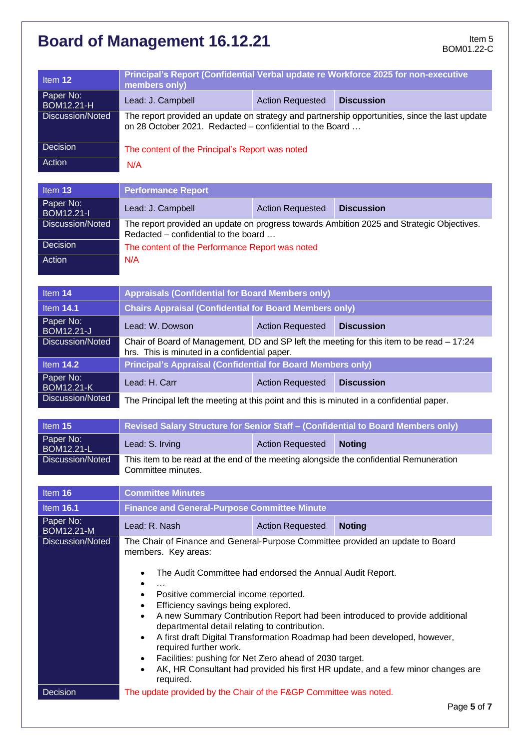# Board of Management 16.12.21

Item 5
BOM01.22-C

| Item 12 | Principal's Report (Confidential Verbal update re Workforce 2025 for non-executive members only) | | |
|---|---|---|---|
| Paper No: BOM12.21-H | Lead: J. Campbell | Action Requested | **Discussion** |
| Discussion/Noted | The report provided an update on strategy and partnership opportunities, since the last update on 28 October 2021. Redacted – confidential to the Board … | | |
| Decision | The content of the Principal's Report was noted | | |
| Action | N/A | | |

| Item 13 | Performance Report | | |
|---|---|---|---|
| Paper No: BOM12.21-I | Lead: J. Campbell | Action Requested | **Discussion** |
| Discussion/Noted | The report provided an update on progress towards Ambition 2025 and Strategic Objectives. Redacted – confidential to the board … | | |
| Decision | The content of the Performance Report was noted | | |
| Action | N/A | | |

| Item 14 | Appraisals (Confidential for Board Members only) | | |
|---|---|---|---|
| Item 14.1 | Chairs Appraisal (Confidential for Board Members only) | | |
| Paper No: BOM12.21-J | Lead: W. Dowson | Action Requested | **Discussion** |
| Discussion/Noted | Chair of Board of Management, DD and SP left the meeting for this item to be read – 17:24 hrs. This is minuted in a confidential paper. | | |
| Item 14.2 | Principal's Appraisal (Confidential for Board Members only) | | |
| Paper No: BOM12.21-K | Lead: H. Carr | Action Requested | **Discussion** |
| Discussion/Noted | The Principal left the meeting at this point and this is minuted in a confidential paper. | | |

| Item 15 | Revised Salary Structure for Senior Staff – (Confidential to Board Members only) | | |
|---|---|---|---|
| Paper No: BOM12.21-L | Lead: S. Irving | Action Requested | **Noting** |
| Discussion/Noted | This item to be read at the end of the meeting alongside the confidential Remuneration Committee minutes. | | |

| Item 16 | Committee Minutes | | |
|---|---|---|---|
| Item 16.1 | Finance and General-Purpose Committee Minute | | |
| Paper No: BOM12.21-M | Lead: R. Nash | Action Requested | **Noting** |
| Discussion/Noted | The Chair of Finance and General-Purpose Committee provided an update to Board members. Key areas:<br><br>• The Audit Committee had endorsed the Annual Audit Report.<br>• …<br>• Positive commercial income reported.<br>• Efficiency savings being explored.<br>• A new Summary Contribution Report had been introduced to provide additional departmental detail relating to contribution.<br>• A first draft Digital Transformation Roadmap had been developed, however, required further work.<br>• Facilities: pushing for Net Zero ahead of 2030 target.<br>• AK, HR Consultant had provided his first HR update, and a few minor changes are required. | | |
| Decision | The update provided by the Chair of the F&GP Committee was noted. | | |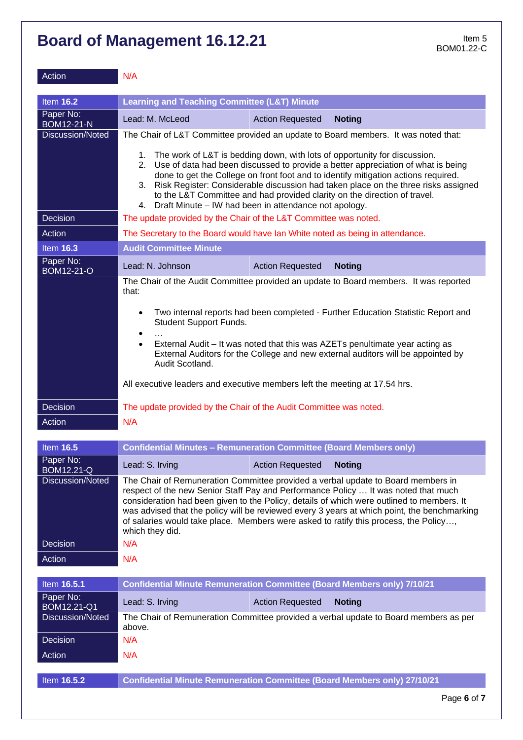# Board of Management 16.12.21

Item 5
BOM01.22-C

| Action | N/A | | |
|---|---|---|---|

| Item **16.2** | **Learning and Teaching Committee (L&T) Minute** | | |
|---|---|---|---|
| Paper No: BOM12-21-N | Lead: M. McLeod | Action Requested | **Noting** |
| Discussion/Noted | The Chair of L&T Committee provided an update to Board members. It was noted that:<br><br>1. The work of L&T is bedding down, with lots of opportunity for discussion.<br>2. Use of data had been discussed to provide a better appreciation of what is being done to get the College on front foot and to identify mitigation actions required.<br>3. Risk Register: Considerable discussion had taken place on the three risks assigned to the L&T Committee and had provided clarity on the direction of travel.<br>4. Draft Minute – IW had been in attendance not apology. | | |
| Decision | The update provided by the Chair of the L&T Committee was noted. | | |
| Action | The Secretary to the Board would have Ian White noted as being in attendance. | | |
| Item **16.3** | **Audit Committee Minute** | | |
| Paper No: BOM12-21-O | Lead: N. Johnson | Action Requested | **Noting** |
| | The Chair of the Audit Committee provided an update to Board members. It was reported that:<br><br>• Two internal reports had been completed - Further Education Statistic Report and Student Support Funds.<br>• …<br>• External Audit – It was noted that this was AZETs penultimate year acting as External Auditors for the College and new external auditors will be appointed by Audit Scotland.<br><br>All executive leaders and executive members left the meeting at 17.54 hrs. | | |
| Decision | The update provided by the Chair of the Audit Committee was noted. | | |
| Action | N/A | | |

| Item **16.5** | **Confidential Minutes – Remuneration Committee (Board Members only)** | | |
|---|---|---|---|
| Paper No: BOM12.21-Q | Lead: S. Irving | Action Requested | **Noting** |
| Discussion/Noted | The Chair of Remuneration Committee provided a verbal update to Board members in respect of the new Senior Staff Pay and Performance Policy … It was noted that much consideration had been given to the Policy, details of which were outlined to members. It was advised that the policy will be reviewed every 3 years at which point, the benchmarking of salaries would take place. Members were asked to ratify this process, the Policy…, which they did. | | |
| Decision | N/A | | |
| Action | N/A | | |

| Item **16.5.1** | **Confidential Minute Remuneration Committee (Board Members only) 7/10/21** | | |
|---|---|---|---|
| Paper No: BOM12.21-Q1 | Lead: S. Irving | Action Requested | **Noting** |
| Discussion/Noted | The Chair of Remuneration Committee provided a verbal update to Board members as per above. | | |
| Decision | N/A | | |
| Action | N/A | | |

| Item **16.5.2** | **Confidential Minute Remuneration Committee (Board Members only) 27/10/21** |
|---|---|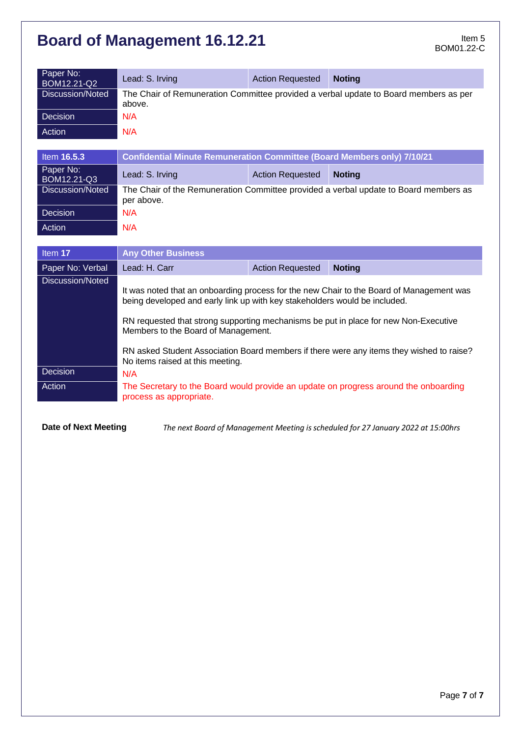# Board of Management 16.12.21

Item 5
BOM01.22-C

| | | | |
|---|---|---|---|
| Paper No: BOM12.21-Q2 | Lead: S. Irving | Action Requested | **Noting** |
| Discussion/Noted | The Chair of Remuneration Committee provided a verbal update to Board members as per above. | | |
| Decision | N/A | | |
| Action | N/A | | |

| | | | |
|---|---|---|---|
| Item **16.5.3** | **Confidential Minute Remuneration Committee (Board Members only) 7/10/21** | | |
| Paper No: BOM12.21-Q3 | Lead: S. Irving | Action Requested | **Noting** |
| Discussion/Noted | The Chair of the Remuneration Committee provided a verbal update to Board members as per above. | | |
| Decision | N/A | | |
| Action | N/A | | |

| | | | |
|---|---|---|---|
| Item **17** | **Any Other Business** | | |
| Paper No: Verbal | Lead: H. Carr | Action Requested | **Noting** |
| Discussion/Noted | It was noted that an onboarding process for the new Chair to the Board of Management was being developed and early link up with key stakeholders would be included.<br><br>RN requested that strong supporting mechanisms be put in place for new Non-Executive Members to the Board of Management.<br><br>RN asked Student Association Board members if there were any items they wished to raise? No items raised at this meeting. | | |
| Decision | N/A | | |
| Action | The Secretary to the Board would provide an update on progress around the onboarding process as appropriate. | | |

**Date of Next Meeting** *The next Board of Management Meeting is scheduled for 27 January 2022 at 15:00hrs*